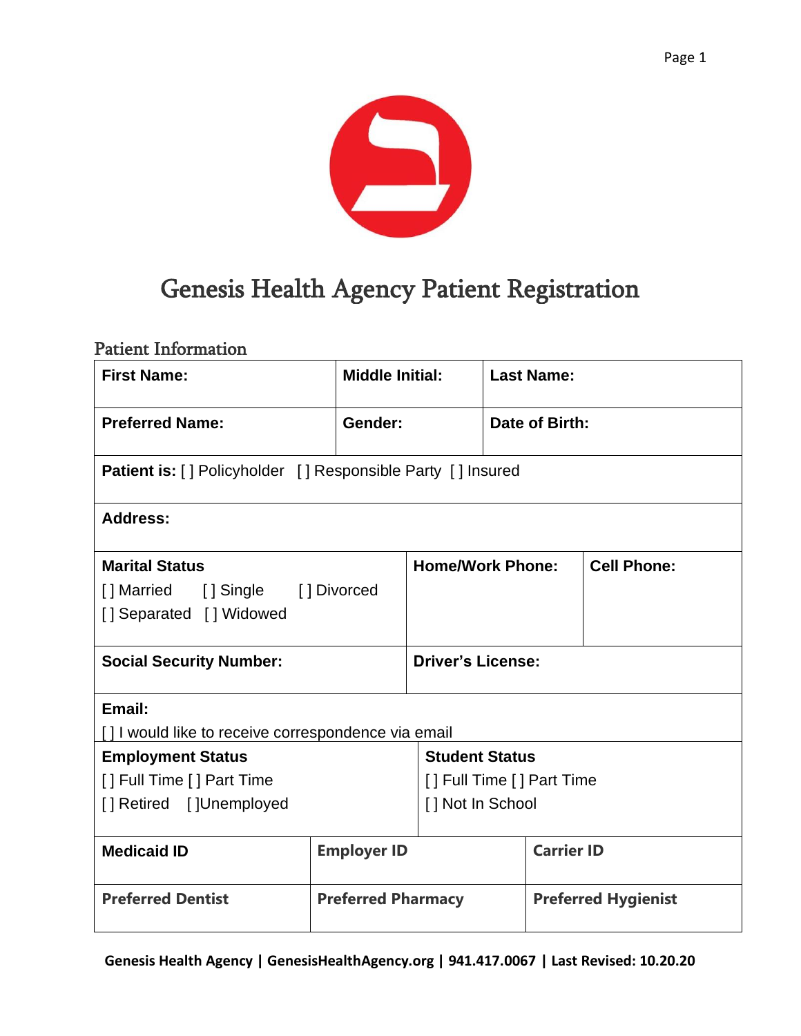# Genesis Health Agency Patient Registration

## Patient Information

| **First Name:** | **Middle Initial:** | **Last Name:** |
|---|---|---|
| **Preferred Name:** | **Gender:** | **Date of Birth:** |

**Patient is:** [ ] Policyholder [ ] Responsible Party [ ] Insured

**Address:**

| **Marital Status** [ ] Married [ ] Single [ ] Divorced [ ] Separated [ ] Widowed | **Home/Work Phone:** | **Cell Phone:** |
|---|---|---|

| **Social Security Number:** | **Driver's License:** |
|---|---|

**Email:**

[ ] I would like to receive correspondence via email

| **Employment Status** [ ] Full Time [ ] Part Time [ ] Retired [ ]Unemployed | **Student Status** [ ] Full Time [ ] Part Time [ ] Not In School |
|---|---|

| **Medicaid ID** | **Employer ID** | **Carrier ID** |
|---|---|---|
| **Preferred Dentist** | **Preferred Pharmacy** | **Preferred Hygienist** |

**Genesis Health Agency | GenesisHealthAgency.org | 941.417.0067 | Last Revised: 10.20.20**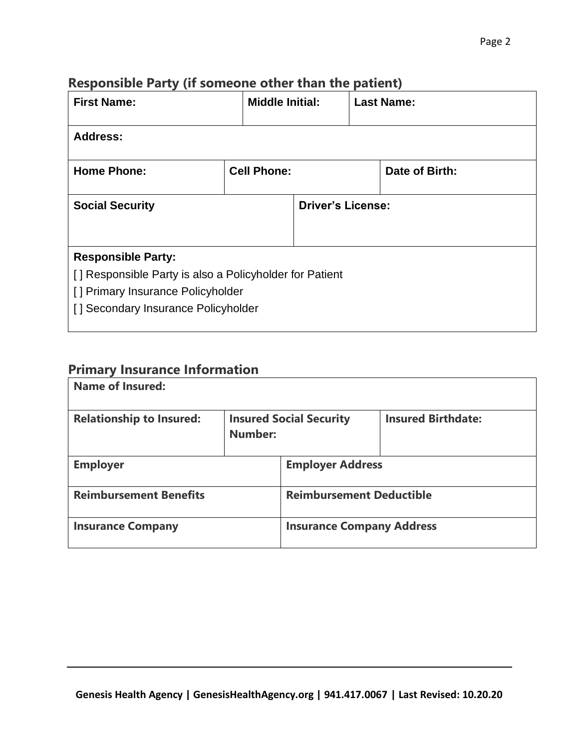## Responsible Party (if someone other than the patient)

| **First Name:** | **Middle Initial:** | **Last Name:** |
|---|---|---|
| **Address:** | | |
| **Home Phone:** | **Cell Phone:** | **Date of Birth:** |
| **Social Security** | **Driver's License:** | |

**Responsible Party:**

[ ] Responsible Party is also a Policyholder for Patient

[ ] Primary Insurance Policyholder

[ ] Secondary Insurance Policyholder

## Primary Insurance Information

| **Name of Insured:** | | |
|---|---|---|
| **Relationship to Insured:** | **Insured Social Security Number:** | **Insured Birthdate:** |
| **Employer** | **Employer Address** | |
| **Reimbursement Benefits** | **Reimbursement Deductible** | |
| **Insurance Company** | **Insurance Company Address** | |

Genesis Health Agency | GenesisHealthAgency.org | 941.417.0067 | Last Revised: 10.20.20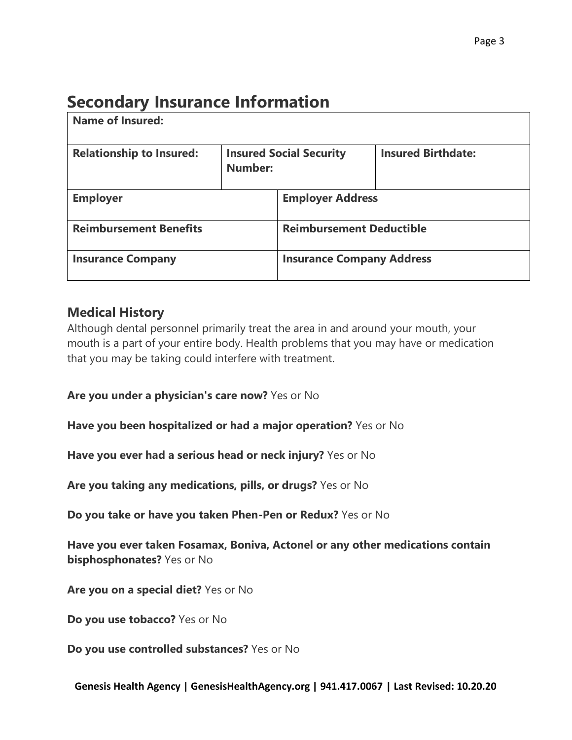# Secondary Insurance Information

| **Name of Insured:** | | |
|---|---|---|
| **Relationship to Insured:** | **Insured Social Security Number:** | **Insured Birthdate:** |
| **Employer** | **Employer Address** | |
| **Reimbursement Benefits** | **Reimbursement Deductible** | |
| **Insurance Company** | **Insurance Company Address** | |

## Medical History

Although dental personnel primarily treat the area in and around your mouth, your mouth is a part of your entire body. Health problems that you may have or medication that you may be taking could interfere with treatment.

**Are you under a physician's care now?** Yes or No

**Have you been hospitalized or had a major operation?** Yes or No

**Have you ever had a serious head or neck injury?** Yes or No

**Are you taking any medications, pills, or drugs?** Yes or No

**Do you take or have you taken Phen-Pen or Redux?** Yes or No

**Have you ever taken Fosamax, Boniva, Actonel or any other medications contain bisphosphonates?** Yes or No

**Are you on a special diet?** Yes or No

**Do you use tobacco?** Yes or No

**Do you use controlled substances?** Yes or No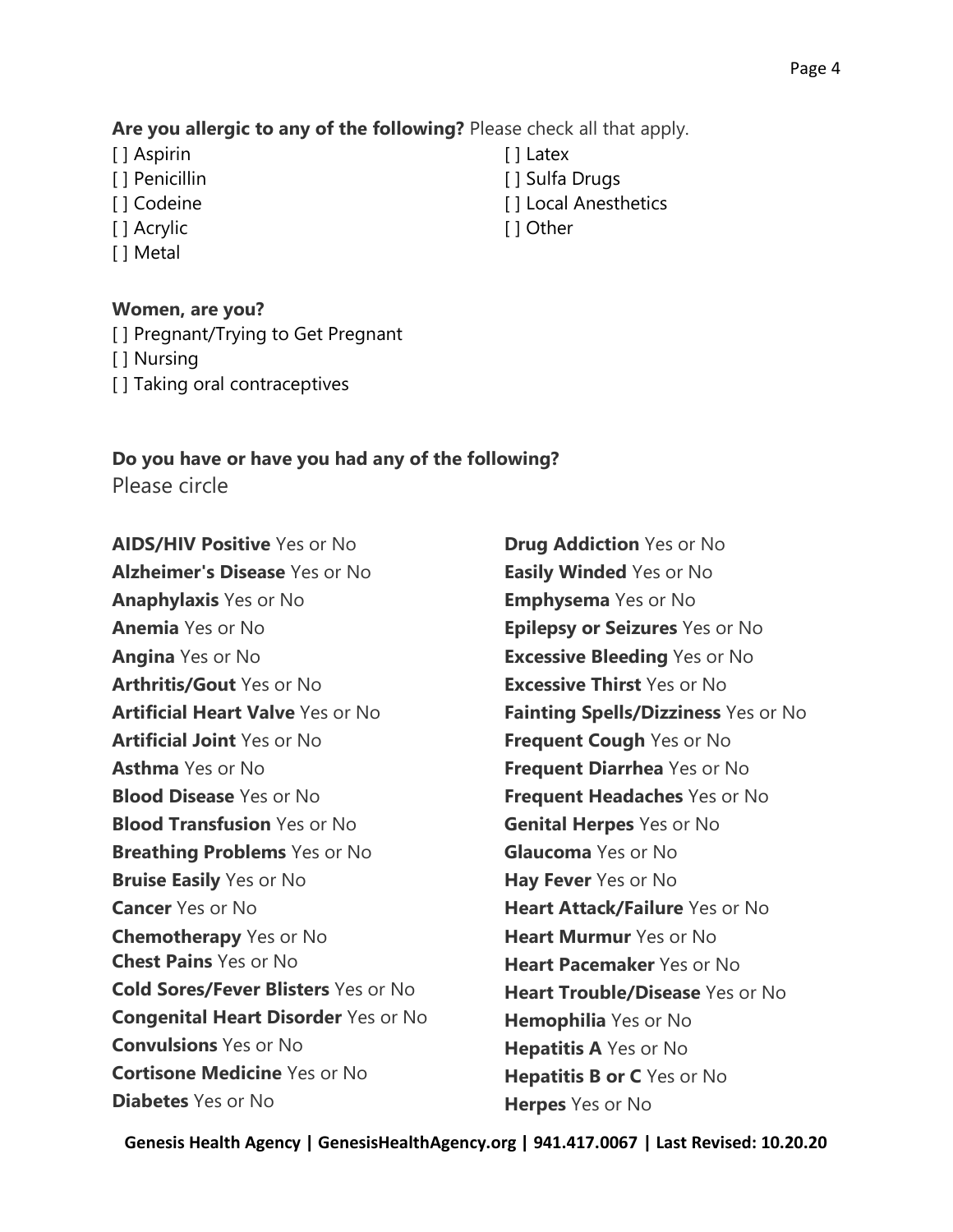**Are you allergic to any of the following?** Please check all that apply.

[ ] Aspirin
[ ] Penicillin
[ ] Codeine
[ ] Acrylic
[ ] Metal
[ ] Latex
[ ] Sulfa Drugs
[ ] Local Anesthetics
[ ] Other

**Women, are you?**

[ ] Pregnant/Trying to Get Pregnant
[ ] Nursing
[ ] Taking oral contraceptives

**Do you have or have you had any of the following?**
Please circle

**AIDS/HIV Positive** Yes or No
**Alzheimer's Disease** Yes or No
**Anaphylaxis** Yes or No
**Anemia** Yes or No
**Angina** Yes or No
**Arthritis/Gout** Yes or No
**Artificial Heart Valve** Yes or No
**Artificial Joint** Yes or No
**Asthma** Yes or No
**Blood Disease** Yes or No
**Blood Transfusion** Yes or No
**Breathing Problems** Yes or No
**Bruise Easily** Yes or No
**Cancer** Yes or No
**Chemotherapy** Yes or No
**Chest Pains** Yes or No
**Cold Sores/Fever Blisters** Yes or No
**Congenital Heart Disorder** Yes or No
**Convulsions** Yes or No
**Cortisone Medicine** Yes or No
**Diabetes** Yes or No
**Drug Addiction** Yes or No
**Easily Winded** Yes or No
**Emphysema** Yes or No
**Epilepsy or Seizures** Yes or No
**Excessive Bleeding** Yes or No
**Excessive Thirst** Yes or No
**Fainting Spells/Dizziness** Yes or No
**Frequent Cough** Yes or No
**Frequent Diarrhea** Yes or No
**Frequent Headaches** Yes or No
**Genital Herpes** Yes or No
**Glaucoma** Yes or No
**Hay Fever** Yes or No
**Heart Attack/Failure** Yes or No
**Heart Murmur** Yes or No
**Heart Pacemaker** Yes or No
**Heart Trouble/Disease** Yes or No
**Hemophilia** Yes or No
**Hepatitis A** Yes or No
**Hepatitis B or C** Yes or No
**Herpes** Yes or No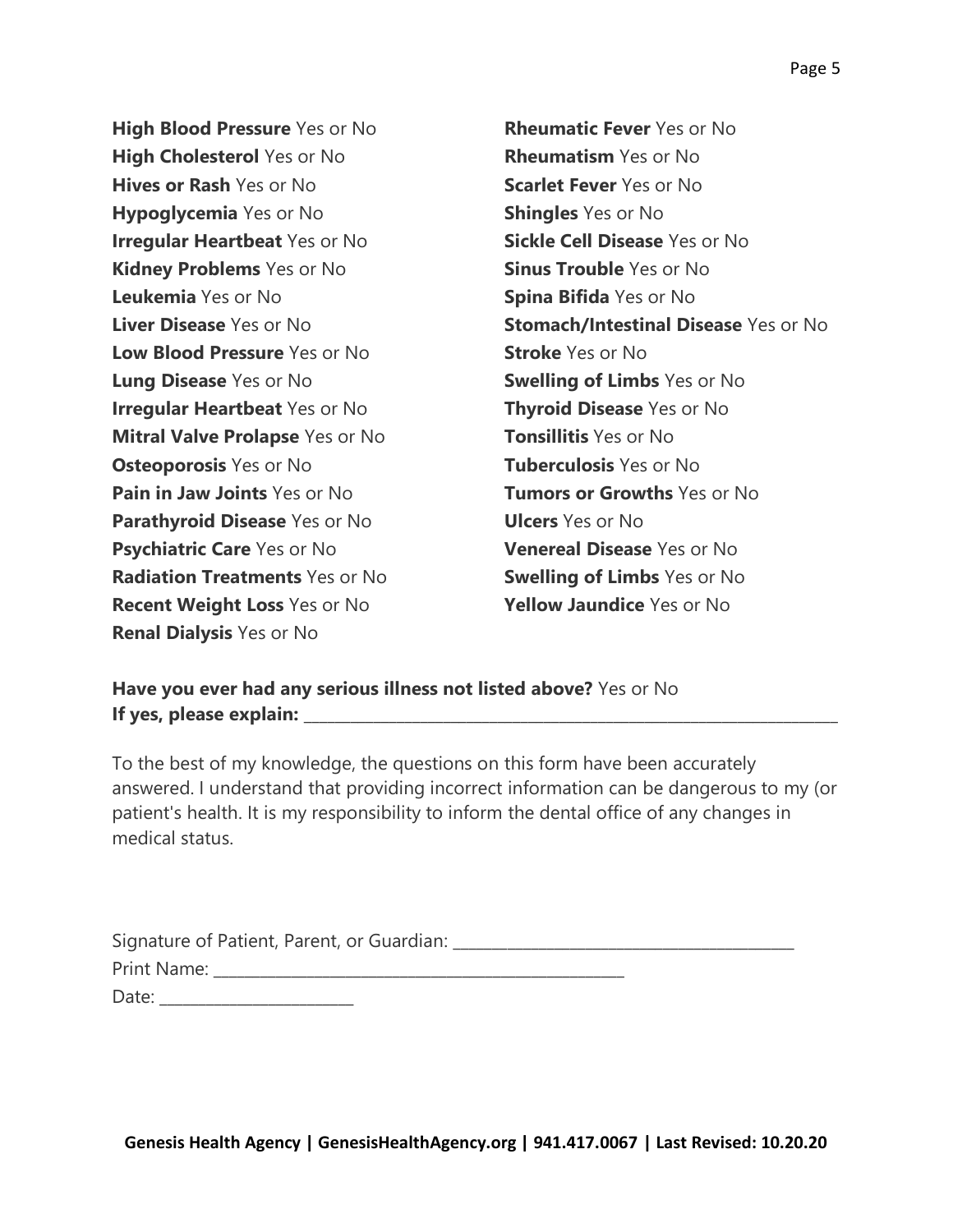**High Blood Pressure** Yes or No
**High Cholesterol** Yes or No
**Hives or Rash** Yes or No
**Hypoglycemia** Yes or No
**Irregular Heartbeat** Yes or No
**Kidney Problems** Yes or No
**Leukemia** Yes or No
**Liver Disease** Yes or No
**Low Blood Pressure** Yes or No
**Lung Disease** Yes or No
**Irregular Heartbeat** Yes or No
**Mitral Valve Prolapse** Yes or No
**Osteoporosis** Yes or No
**Pain in Jaw Joints** Yes or No
**Parathyroid Disease** Yes or No
**Psychiatric Care** Yes or No
**Radiation Treatments** Yes or No
**Recent Weight Loss** Yes or No
**Renal Dialysis** Yes or No
**Rheumatic Fever** Yes or No
**Rheumatism** Yes or No
**Scarlet Fever** Yes or No
**Shingles** Yes or No
**Sickle Cell Disease** Yes or No
**Sinus Trouble** Yes or No
**Spina Bifida** Yes or No
**Stomach/Intestinal Disease** Yes or No
**Stroke** Yes or No
**Swelling of Limbs** Yes or No
**Thyroid Disease** Yes or No
**Tonsillitis** Yes or No
**Tuberculosis** Yes or No
**Tumors or Growths** Yes or No
**Ulcers** Yes or No
**Venereal Disease** Yes or No
**Swelling of Limbs** Yes or No
**Yellow Jaundice** Yes or No

**Have you ever had any serious illness not listed above?** Yes or No
**If yes, please explain:** ______________________________________________________________

To the best of my knowledge, the questions on this form have been accurately answered. I understand that providing incorrect information can be dangerous to my (or patient's health. It is my responsibility to inform the dental office of any changes in medical status.

Signature of Patient, Parent, or Guardian: ______________________________________
Print Name: ______________________________________________
Date: ______________________

**Genesis Health Agency | GenesisHealthAgency.org | 941.417.0067 | Last Revised: 10.20.20**